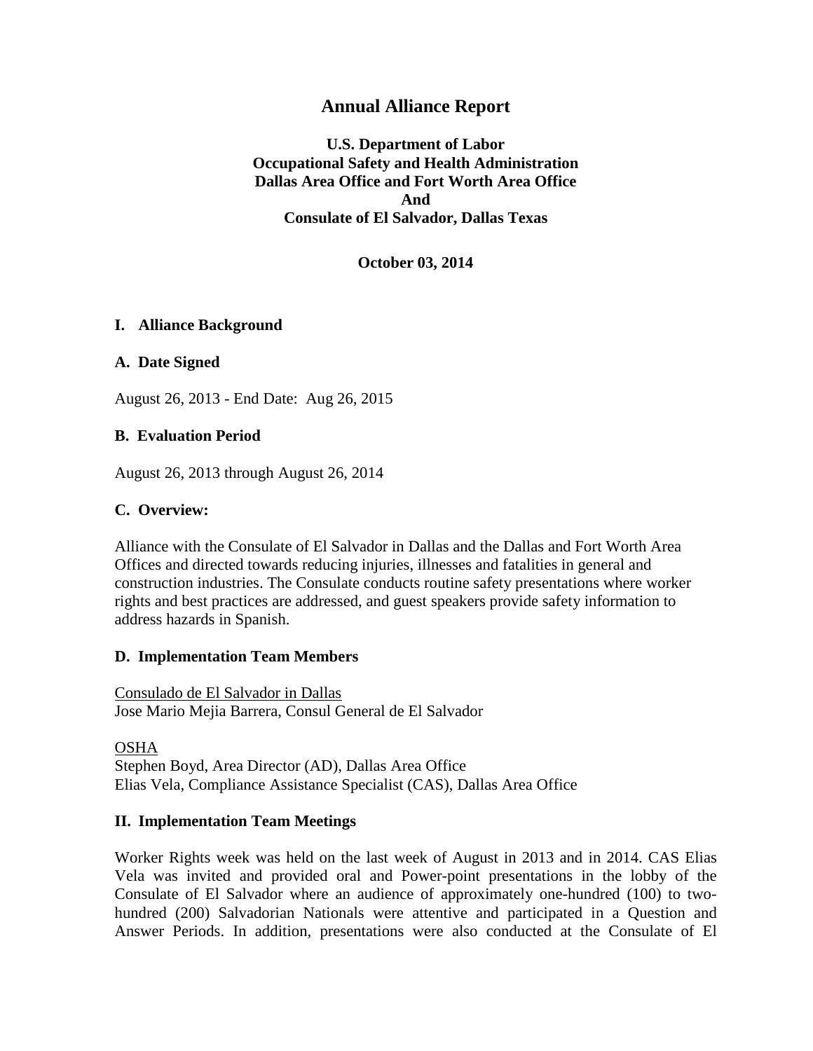# Annual Alliance Report

**U.S. Department of Labor**
**Occupational Safety and Health Administration**
**Dallas Area Office and Fort Worth Area Office**
**And**
**Consulate of El Salvador, Dallas Texas**

**October 03, 2014**

## I. Alliance Background

### A. Date Signed

August 26, 2013 - End Date: Aug 26, 2015

### B. Evaluation Period

August 26, 2013 through August 26, 2014

### C. Overview:

Alliance with the Consulate of El Salvador in Dallas and the Dallas and Fort Worth Area Offices and directed towards reducing injuries, illnesses and fatalities in general and construction industries. The Consulate conducts routine safety presentations where worker rights and best practices are addressed, and guest speakers provide safety information to address hazards in Spanish.

### D. Implementation Team Members

Consulado de El Salvador in Dallas
Jose Mario Mejia Barrera, Consul General de El Salvador

OSHA
Stephen Boyd, Area Director (AD), Dallas Area Office
Elias Vela, Compliance Assistance Specialist (CAS), Dallas Area Office

## II. Implementation Team Meetings

Worker Rights week was held on the last week of August in 2013 and in 2014. CAS Elias Vela was invited and provided oral and Power-point presentations in the lobby of the Consulate of El Salvador where an audience of approximately one-hundred (100) to two-hundred (200) Salvadorian Nationals were attentive and participated in a Question and Answer Periods. In addition, presentations were also conducted at the Consulate of El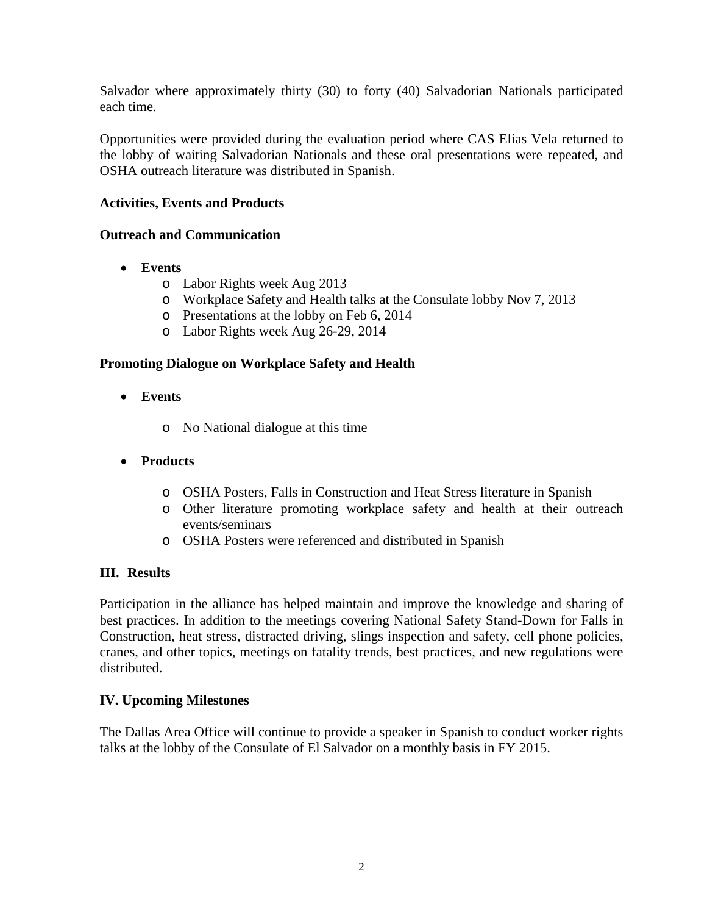Salvador where approximately thirty (30) to forty (40) Salvadorian Nationals participated each time.

Opportunities were provided during the evaluation period where CAS Elias Vela returned to the lobby of waiting Salvadorian Nationals and these oral presentations were repeated, and OSHA outreach literature was distributed in Spanish.

**Activities, Events and Products**

**Outreach and Communication**

- **Events**
  - Labor Rights week Aug 2013
  - Workplace Safety and Health talks at the Consulate lobby Nov 7, 2013
  - Presentations at the lobby on Feb 6, 2014
  - Labor Rights week Aug 26-29, 2014

**Promoting Dialogue on Workplace Safety and Health**

- **Events**
  - No National dialogue at this time
- **Products**
  - OSHA Posters, Falls in Construction and Heat Stress literature in Spanish
  - Other literature promoting workplace safety and health at their outreach events/seminars
  - OSHA Posters were referenced and distributed in Spanish

## III. Results

Participation in the alliance has helped maintain and improve the knowledge and sharing of best practices. In addition to the meetings covering National Safety Stand-Down for Falls in Construction, heat stress, distracted driving, slings inspection and safety, cell phone policies, cranes, and other topics, meetings on fatality trends, best practices, and new regulations were distributed.

## IV. Upcoming Milestones

The Dallas Area Office will continue to provide a speaker in Spanish to conduct worker rights talks at the lobby of the Consulate of El Salvador on a monthly basis in FY 2015.